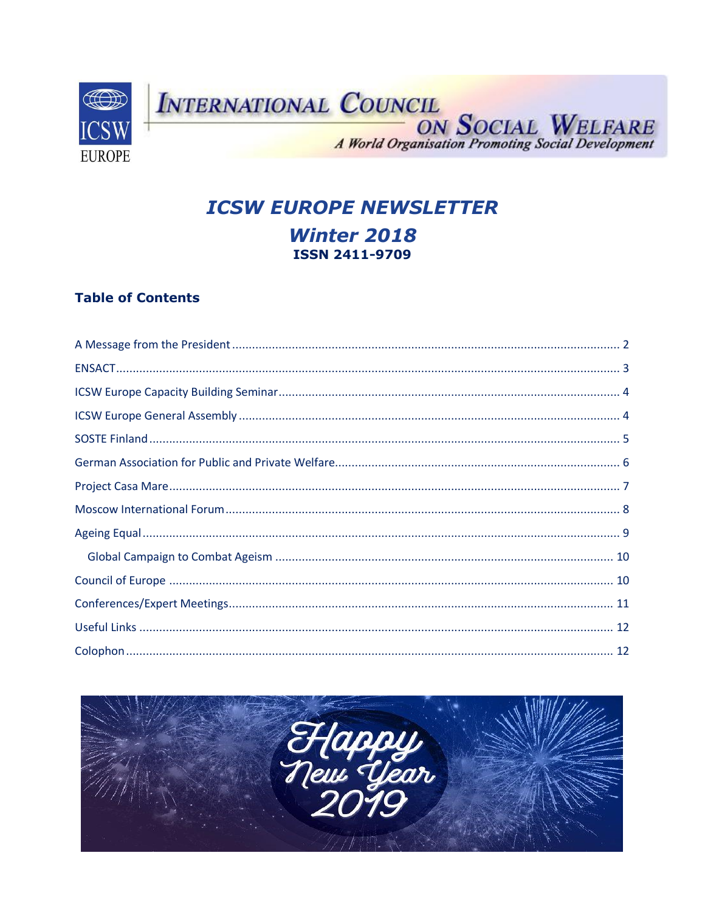# ICSW EUROPE NEWSLETTER

## Winter 2018

**ISSN 2411-9709**

### Table of Contents

A Message from the President ..... 2

ENSACT ..... 3

ICSW Europe Capacity Building Seminar ..... 4

ICSW Europe General Assembly ..... 4

SOSTE Finland ..... 5

German Association for Public and Private Welfare ..... 6

Project Casa Mare ..... 7

Moscow International Forum ..... 8

Ageing Equal ..... 9

- Global Campaign to Combat Ageism ..... 10

Council of Europe ..... 10

Conferences/Expert Meetings ..... 11

Useful Links ..... 12

Colophon ..... 12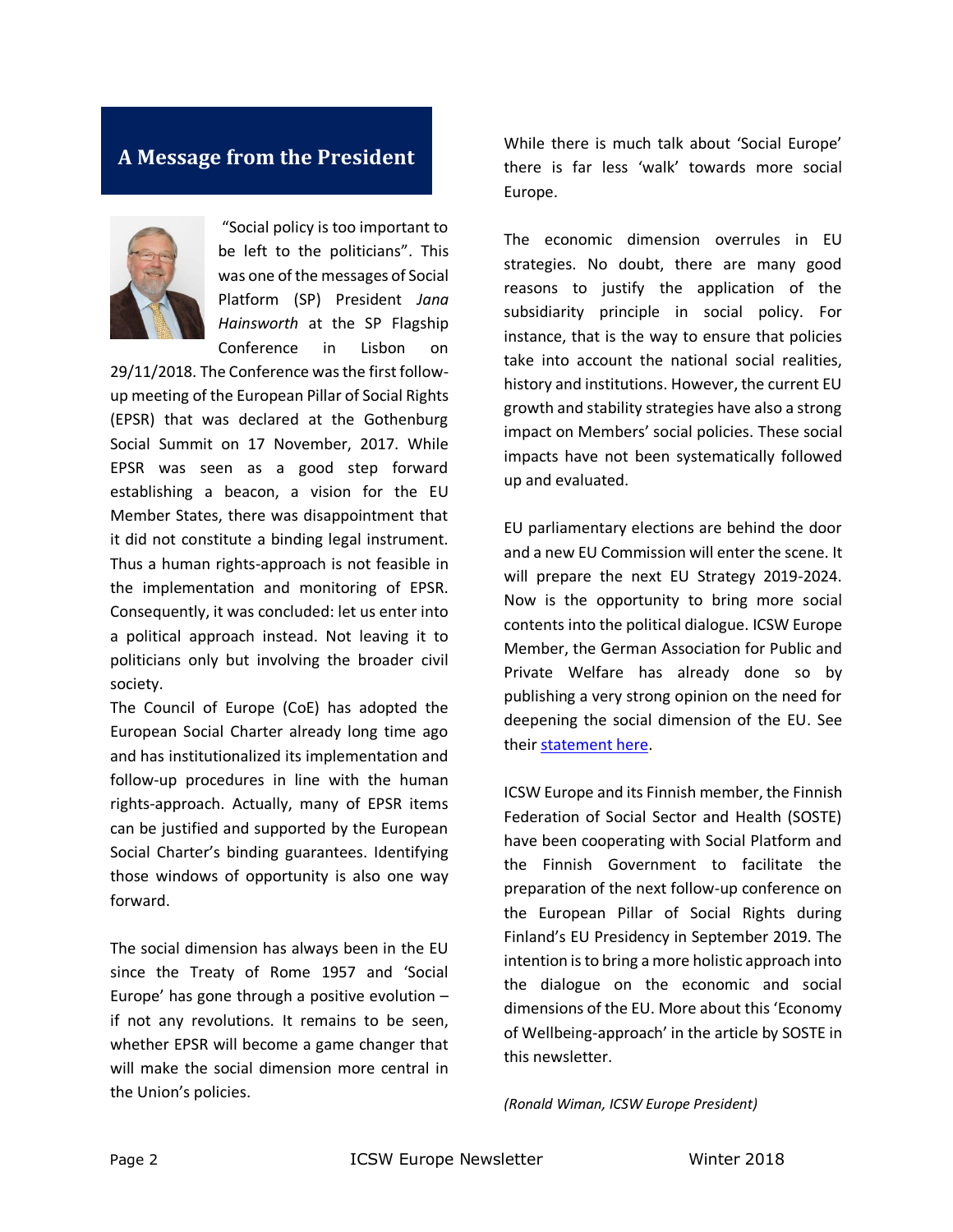## A Message from the President

"Social policy is too important to be left to the politicians". This was one of the messages of Social Platform (SP) President *Jana Hainsworth* at the SP Flagship Conference in Lisbon on 29/11/2018. The Conference was the first follow-up meeting of the European Pillar of Social Rights (EPSR) that was declared at the Gothenburg Social Summit on 17 November, 2017. While EPSR was seen as a good step forward establishing a beacon, a vision for the EU Member States, there was disappointment that it did not constitute a binding legal instrument. Thus a human rights-approach is not feasible in the implementation and monitoring of EPSR. Consequently, it was concluded: let us enter into a political approach instead. Not leaving it to politicians only but involving the broader civil society.

The Council of Europe (CoE) has adopted the European Social Charter already long time ago and has institutionalized its implementation and follow-up procedures in line with the human rights-approach. Actually, many of EPSR items can be justified and supported by the European Social Charter's binding guarantees. Identifying those windows of opportunity is also one way forward.

The social dimension has always been in the EU since the Treaty of Rome 1957 and 'Social Europe' has gone through a positive evolution – if not any revolutions. It remains to be seen, whether EPSR will become a game changer that will make the social dimension more central in the Union's policies.

While there is much talk about 'Social Europe' there is far less 'walk' towards more social Europe.

The economic dimension overrules in EU strategies. No doubt, there are many good reasons to justify the application of the subsidiarity principle in social policy. For instance, that is the way to ensure that policies take into account the national social realities, history and institutions. However, the current EU growth and stability strategies have also a strong impact on Members' social policies. These social impacts have not been systematically followed up and evaluated.

EU parliamentary elections are behind the door and a new EU Commission will enter the scene. It will prepare the next EU Strategy 2019-2024. Now is the opportunity to bring more social contents into the political dialogue. ICSW Europe Member, the German Association for Public and Private Welfare has already done so by publishing a very strong opinion on the need for deepening the social dimension of the EU. See their statement here.

ICSW Europe and its Finnish member, the Finnish Federation of Social Sector and Health (SOSTE) have been cooperating with Social Platform and the Finnish Government to facilitate the preparation of the next follow-up conference on the European Pillar of Social Rights during Finland's EU Presidency in September 2019. The intention is to bring a more holistic approach into the dialogue on the economic and social dimensions of the EU. More about this 'Economy of Wellbeing-approach' in the article by SOSTE in this newsletter.

*(Ronald Wiman, ICSW Europe President)*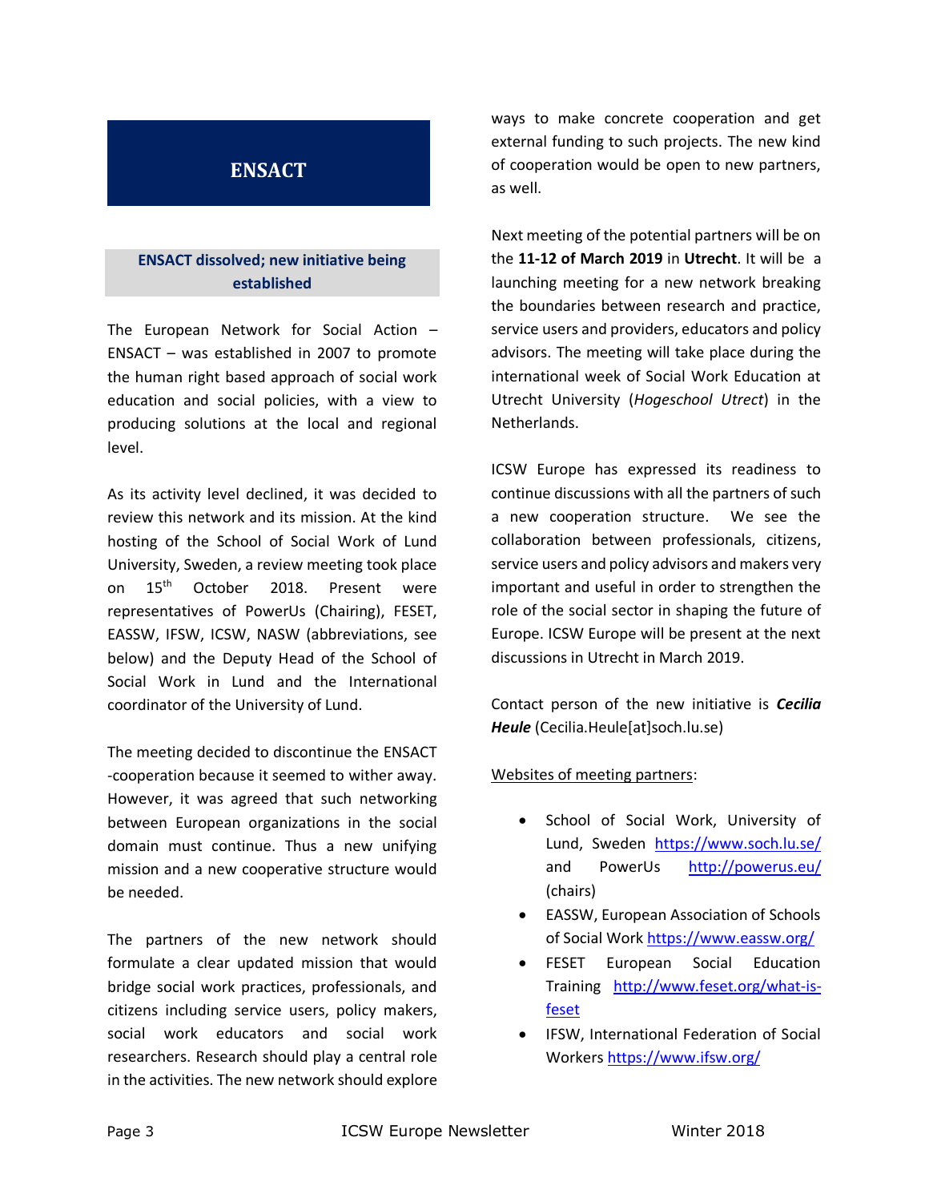# ENSACT

## ENSACT dissolved; new initiative being established

The European Network for Social Action – ENSACT – was established in 2007 to promote the human right based approach of social work education and social policies, with a view to producing solutions at the local and regional level.

As its activity level declined, it was decided to review this network and its mission. At the kind hosting of the School of Social Work of Lund University, Sweden, a review meeting took place on 15th October 2018. Present were representatives of PowerUs (Chairing), FESET, EASSW, IFSW, ICSW, NASW (abbreviations, see below) and the Deputy Head of the School of Social Work in Lund and the International coordinator of the University of Lund.

The meeting decided to discontinue the ENSACT -cooperation because it seemed to wither away. However, it was agreed that such networking between European organizations in the social domain must continue. Thus a new unifying mission and a new cooperative structure would be needed.

The partners of the new network should formulate a clear updated mission that would bridge social work practices, professionals, and citizens including service users, policy makers, social work educators and social work researchers. Research should play a central role in the activities. The new network should explore ways to make concrete cooperation and get external funding to such projects. The new kind of cooperation would be open to new partners, as well.

Next meeting of the potential partners will be on the **11-12 of March 2019** in **Utrecht**. It will be a launching meeting for a new network breaking the boundaries between research and practice, service users and providers, educators and policy advisors. The meeting will take place during the international week of Social Work Education at Utrecht University (*Hogeschool Utrect*) in the Netherlands.

ICSW Europe has expressed its readiness to continue discussions with all the partners of such a new cooperation structure. We see the collaboration between professionals, citizens, service users and policy advisors and makers very important and useful in order to strengthen the role of the social sector in shaping the future of Europe. ICSW Europe will be present at the next discussions in Utrecht in March 2019.

Contact person of the new initiative is ***Cecilia Heule*** (Cecilia.Heule[at]soch.lu.se)

Websites of meeting partners:

- School of Social Work, University of Lund, Sweden https://www.soch.lu.se/ and PowerUs http://powerus.eu/ (chairs)
- EASSW, European Association of Schools of Social Work https://www.eassw.org/
- FESET European Social Education Training http://www.feset.org/what-is-feset
- IFSW, International Federation of Social Workers https://www.ifsw.org/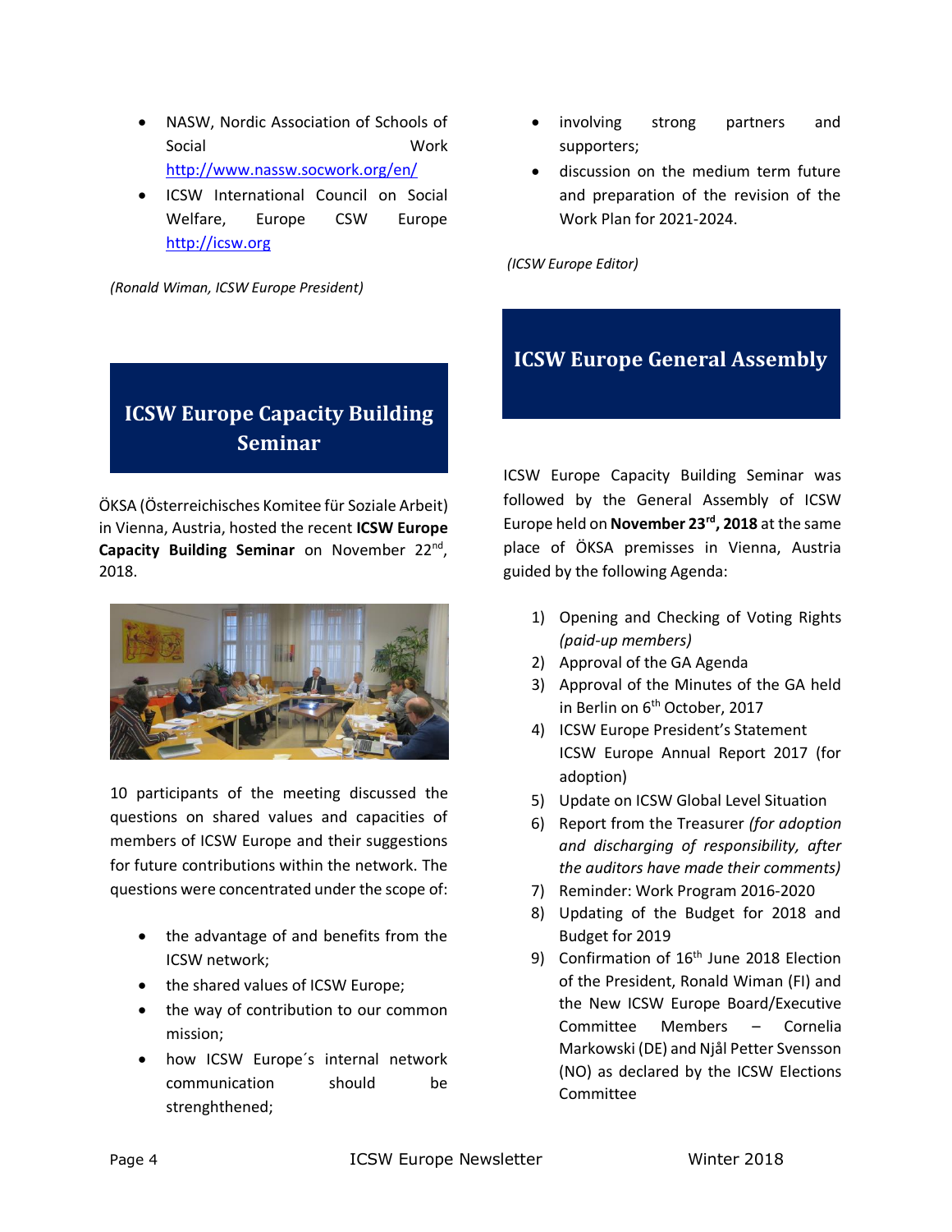- NASW, Nordic Association of Schools of Social Work http://www.nassw.socwork.org/en/
- ICSW International Council on Social Welfare, Europe CSW Europe http://icsw.org

*(Ronald Wiman, ICSW Europe President)*

## ICSW Europe Capacity Building Seminar

ÖKSA (Österreichisches Komitee für Soziale Arbeit) in Vienna, Austria, hosted the recent **ICSW Europe Capacity Building Seminar** on November 22nd, 2018.

10 participants of the meeting discussed the questions on shared values and capacities of members of ICSW Europe and their suggestions for future contributions within the network. The questions were concentrated under the scope of:

- the advantage of and benefits from the ICSW network;
- the shared values of ICSW Europe;
- the way of contribution to our common mission;
- how ICSW Europe´s internal network communication should be strenghthened;
- involving strong partners and supporters;
- discussion on the medium term future and preparation of the revision of the Work Plan for 2021-2024.

*(ICSW Europe Editor)*

## ICSW Europe General Assembly

ICSW Europe Capacity Building Seminar was followed by the General Assembly of ICSW Europe held on **November 23rd, 2018** at the same place of ÖKSA premisses in Vienna, Austria guided by the following Agenda:

1) Opening and Checking of Voting Rights *(paid-up members)*
2) Approval of the GA Agenda
3) Approval of the Minutes of the GA held in Berlin on 6th October, 2017
4) ICSW Europe President's Statement ICSW Europe Annual Report 2017 (for adoption)
5) Update on ICSW Global Level Situation
6) Report from the Treasurer *(for adoption and discharging of responsibility, after the auditors have made their comments)*
7) Reminder: Work Program 2016-2020
8) Updating of the Budget for 2018 and Budget for 2019
9) Confirmation of 16th June 2018 Election of the President, Ronald Wiman (FI) and the New ICSW Europe Board/Executive Committee Members – Cornelia Markowski (DE) and Njål Petter Svensson (NO) as declared by the ICSW Elections Committee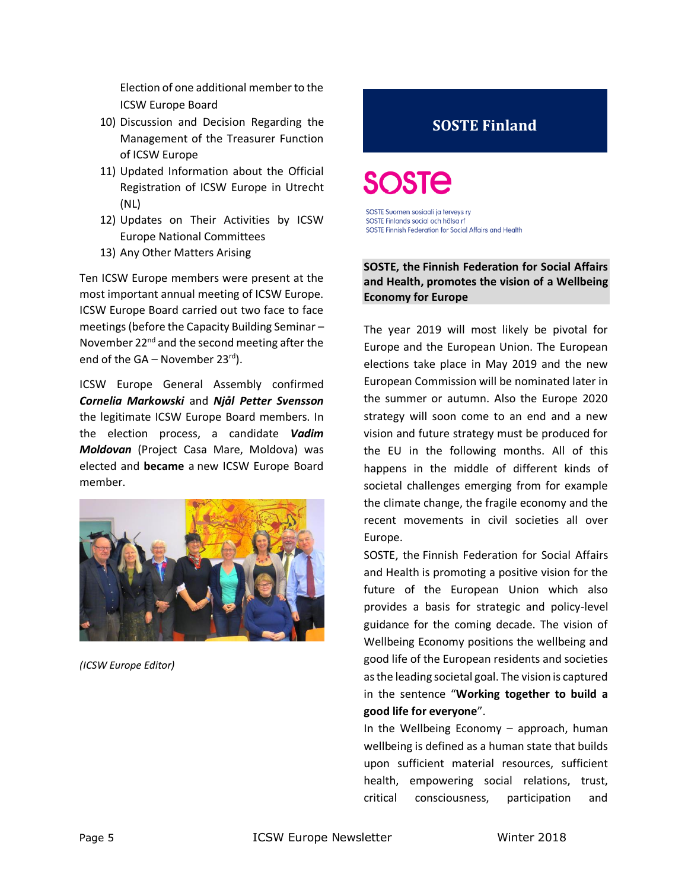Election of one additional member to the ICSW Europe Board

10) Discussion and Decision Regarding the Management of the Treasurer Function of ICSW Europe
11) Updated Information about the Official Registration of ICSW Europe in Utrecht (NL)
12) Updates on Their Activities by ICSW Europe National Committees
13) Any Other Matters Arising

Ten ICSW Europe members were present at the most important annual meeting of ICSW Europe. ICSW Europe Board carried out two face to face meetings (before the Capacity Building Seminar – November 22nd and the second meeting after the end of the GA – November 23rd).

ICSW Europe General Assembly confirmed ***Cornelia Markowski*** and ***Njål Petter Svensson*** the legitimate ICSW Europe Board members. In the election process, a candidate ***Vadim Moldovan*** (Project Casa Mare, Moldova) was elected and **became** a new ICSW Europe Board member.

*(ICSW Europe Editor)*

## SOSTE Finland

SOSTE

SOSTE Suomen sosiaali ja terveys ry
SOSTE Finlands social och hälsa rf
SOSTE Finnish Federation for Social Affairs and Health

**SOSTE, the Finnish Federation for Social Affairs and Health, promotes the vision of a Wellbeing Economy for Europe**

The year 2019 will most likely be pivotal for Europe and the European Union. The European elections take place in May 2019 and the new European Commission will be nominated later in the summer or autumn. Also the Europe 2020 strategy will soon come to an end and a new vision and future strategy must be produced for the EU in the following months. All of this happens in the middle of different kinds of societal challenges emerging from for example the climate change, the fragile economy and the recent movements in civil societies all over Europe.

SOSTE, the Finnish Federation for Social Affairs and Health is promoting a positive vision for the future of the European Union which also provides a basis for strategic and policy-level guidance for the coming decade. The vision of Wellbeing Economy positions the wellbeing and good life of the European residents and societies as the leading societal goal. The vision is captured in the sentence "**Working together to build a good life for everyone**".

In the Wellbeing Economy – approach, human wellbeing is defined as a human state that builds upon sufficient material resources, sufficient health, empowering social relations, trust, critical consciousness, participation and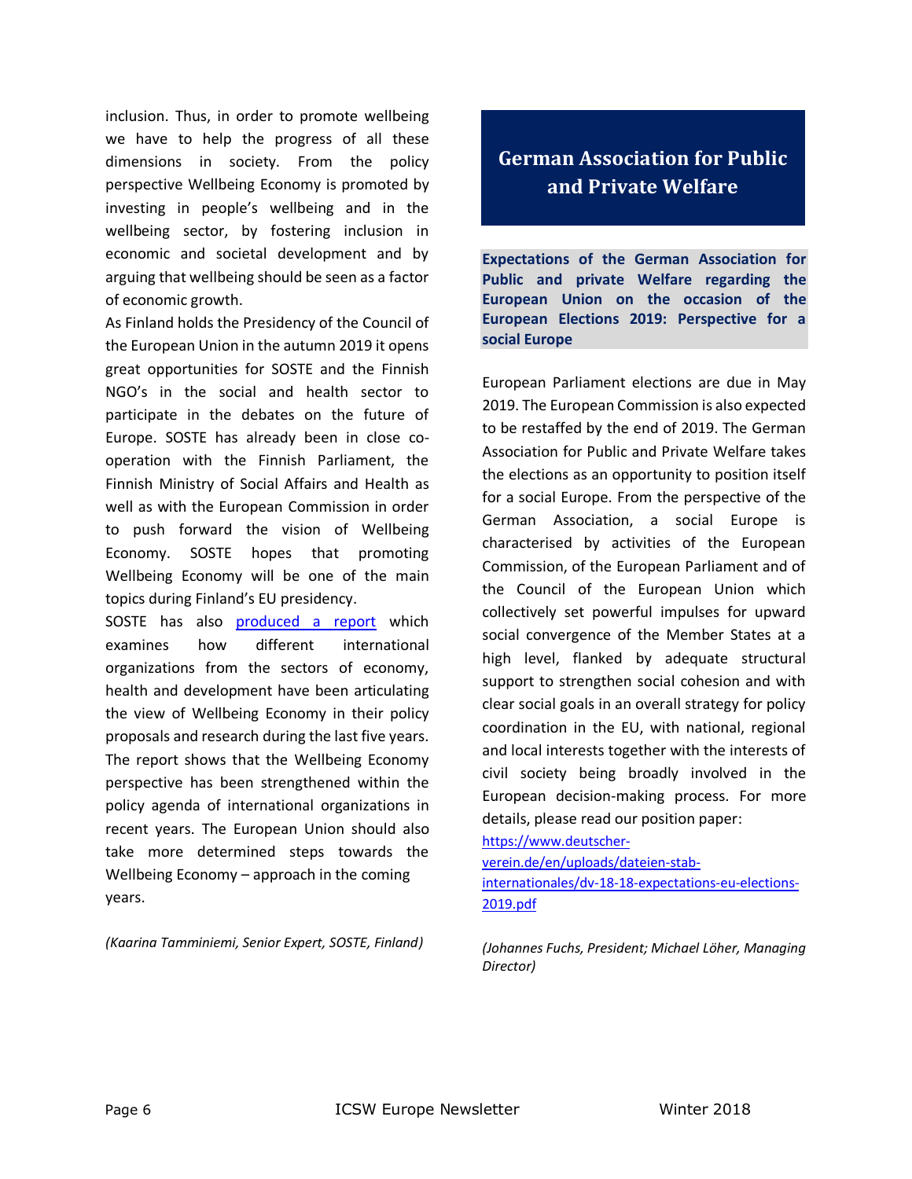inclusion. Thus, in order to promote wellbeing we have to help the progress of all these dimensions in society. From the policy perspective Wellbeing Economy is promoted by investing in people's wellbeing and in the wellbeing sector, by fostering inclusion in economic and societal development and by arguing that wellbeing should be seen as a factor of economic growth.

As Finland holds the Presidency of the Council of the European Union in the autumn 2019 it opens great opportunities for SOSTE and the Finnish NGO's in the social and health sector to participate in the debates on the future of Europe. SOSTE has already been in close co-operation with the Finnish Parliament, the Finnish Ministry of Social Affairs and Health as well as with the European Commission in order to push forward the vision of Wellbeing Economy. SOSTE hopes that promoting Wellbeing Economy will be one of the main topics during Finland's EU presidency.

SOSTE has also produced a report which examines how different international organizations from the sectors of economy, health and development have been articulating the view of Wellbeing Economy in their policy proposals and research during the last five years. The report shows that the Wellbeing Economy perspective has been strengthened within the policy agenda of international organizations in recent years. The European Union should also take more determined steps towards the Wellbeing Economy – approach in the coming years.

*(Kaarina Tamminiemi, Senior Expert, SOSTE, Finland)*

## German Association for Public and Private Welfare

**Expectations of the German Association for Public and private Welfare regarding the European Union on the occasion of the European Elections 2019: Perspective for a social Europe**

European Parliament elections are due in May 2019. The European Commission is also expected to be restaffed by the end of 2019. The German Association for Public and Private Welfare takes the elections as an opportunity to position itself for a social Europe. From the perspective of the German Association, a social Europe is characterised by activities of the European Commission, of the European Parliament and of the Council of the European Union which collectively set powerful impulses for upward social convergence of the Member States at a high level, flanked by adequate structural support to strengthen social cohesion and with clear social goals in an overall strategy for policy coordination in the EU, with national, regional and local interests together with the interests of civil society being broadly involved in the European decision-making process. For more details, please read our position paper: https://www.deutscher-verein.de/en/uploads/dateien-stab-internationales/dv-18-18-expectations-eu-elections-2019.pdf

*(Johannes Fuchs, President; Michael Löher, Managing Director)*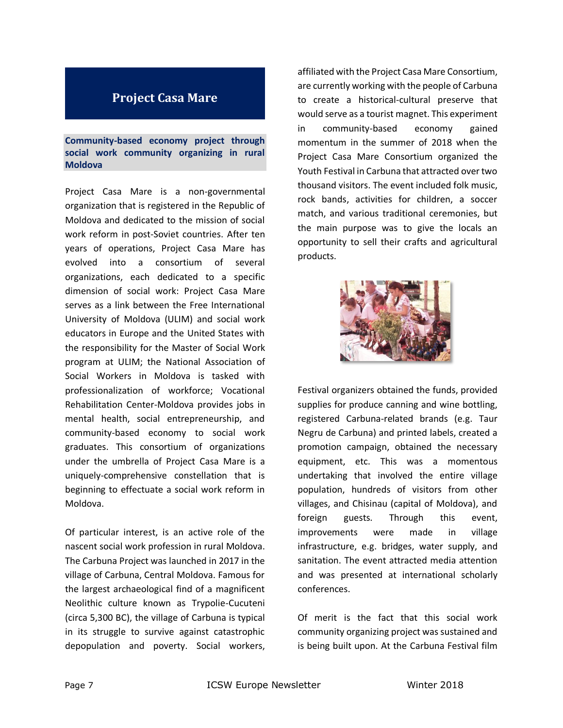# Project Casa Mare

**Community-based economy project through social work community organizing in rural Moldova**

Project Casa Mare is a non-governmental organization that is registered in the Republic of Moldova and dedicated to the mission of social work reform in post-Soviet countries. After ten years of operations, Project Casa Mare has evolved into a consortium of several organizations, each dedicated to a specific dimension of social work: Project Casa Mare serves as a link between the Free International University of Moldova (ULIM) and social work educators in Europe and the United States with the responsibility for the Master of Social Work program at ULIM; the National Association of Social Workers in Moldova is tasked with professionalization of workforce; Vocational Rehabilitation Center-Moldova provides jobs in mental health, social entrepreneurship, and community-based economy to social work graduates. This consortium of organizations under the umbrella of Project Casa Mare is a uniquely-comprehensive constellation that is beginning to effectuate a social work reform in Moldova.

Of particular interest, is an active role of the nascent social work profession in rural Moldova. The Carbuna Project was launched in 2017 in the village of Carbuna, Central Moldova. Famous for the largest archaeological find of a magnificent Neolithic culture known as Trypolie-Cucuteni (circa 5,300 BC), the village of Carbuna is typical in its struggle to survive against catastrophic depopulation and poverty. Social workers, affiliated with the Project Casa Mare Consortium, are currently working with the people of Carbuna to create a historical-cultural preserve that would serve as a tourist magnet. This experiment in community-based economy gained momentum in the summer of 2018 when the Project Casa Mare Consortium organized the Youth Festival in Carbuna that attracted over two thousand visitors. The event included folk music, rock bands, activities for children, a soccer match, and various traditional ceremonies, but the main purpose was to give the locals an opportunity to sell their crafts and agricultural products.

Festival organizers obtained the funds, provided supplies for produce canning and wine bottling, registered Carbuna-related brands (e.g. Taur Negru de Carbuna) and printed labels, created a promotion campaign, obtained the necessary equipment, etc. This was a momentous undertaking that involved the entire village population, hundreds of visitors from other villages, and Chisinau (capital of Moldova), and foreign guests. Through this event, improvements were made in village infrastructure, e.g. bridges, water supply, and sanitation. The event attracted media attention and was presented at international scholarly conferences.

Of merit is the fact that this social work community organizing project was sustained and is being built upon. At the Carbuna Festival film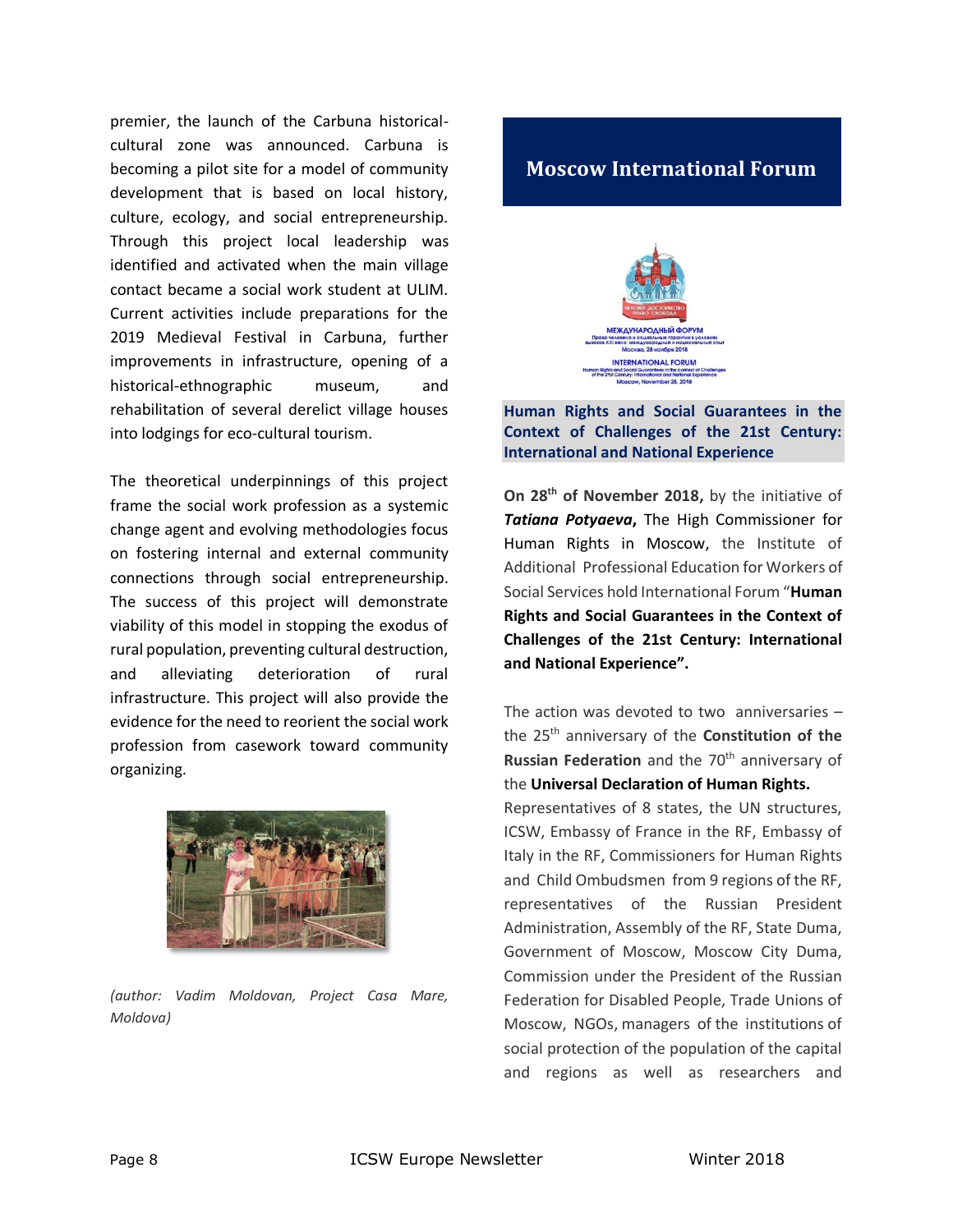premier, the launch of the Carbuna historical-cultural zone was announced. Carbuna is becoming a pilot site for a model of community development that is based on local history, culture, ecology, and social entrepreneurship. Through this project local leadership was identified and activated when the main village contact became a social work student at ULIM. Current activities include preparations for the 2019 Medieval Festival in Carbuna, further improvements in infrastructure, opening of a historical-ethnographic museum, and rehabilitation of several derelict village houses into lodgings for eco-cultural tourism.

The theoretical underpinnings of this project frame the social work profession as a systemic change agent and evolving methodologies focus on fostering internal and external community connections through social entrepreneurship. The success of this project will demonstrate viability of this model in stopping the exodus of rural population, preventing cultural destruction, and alleviating deterioration of rural infrastructure. This project will also provide the evidence for the need to reorient the social work profession from casework toward community organizing.

*(author: Vadim Moldovan, Project Casa Mare, Moldova)*

## Moscow International Forum

### Human Rights and Social Guarantees in the Context of Challenges of the 21st Century: International and National Experience

**On 28th of November 2018,** by the initiative of ***Tatiana Potyaeva*,** The High Commissioner for Human Rights in Moscow, the Institute of Additional Professional Education for Workers of Social Services hold International Forum "**Human Rights and Social Guarantees in the Context of Challenges of the 21st Century: International and National Experience".**

The action was devoted to two anniversaries – the 25th anniversary of the **Constitution of the Russian Federation** and the 70th anniversary of the **Universal Declaration of Human Rights.**

Representatives of 8 states, the UN structures, ICSW, Embassy of France in the RF, Embassy of Italy in the RF, Commissioners for Human Rights and Child Ombudsmen from 9 regions of the RF, representatives of the Russian President Administration, Assembly of the RF, State Duma, Government of Moscow, Moscow City Duma, Commission under the President of the Russian Federation for Disabled People, Trade Unions of Moscow, NGOs, managers of the institutions of social protection of the population of the capital and regions as well as researchers and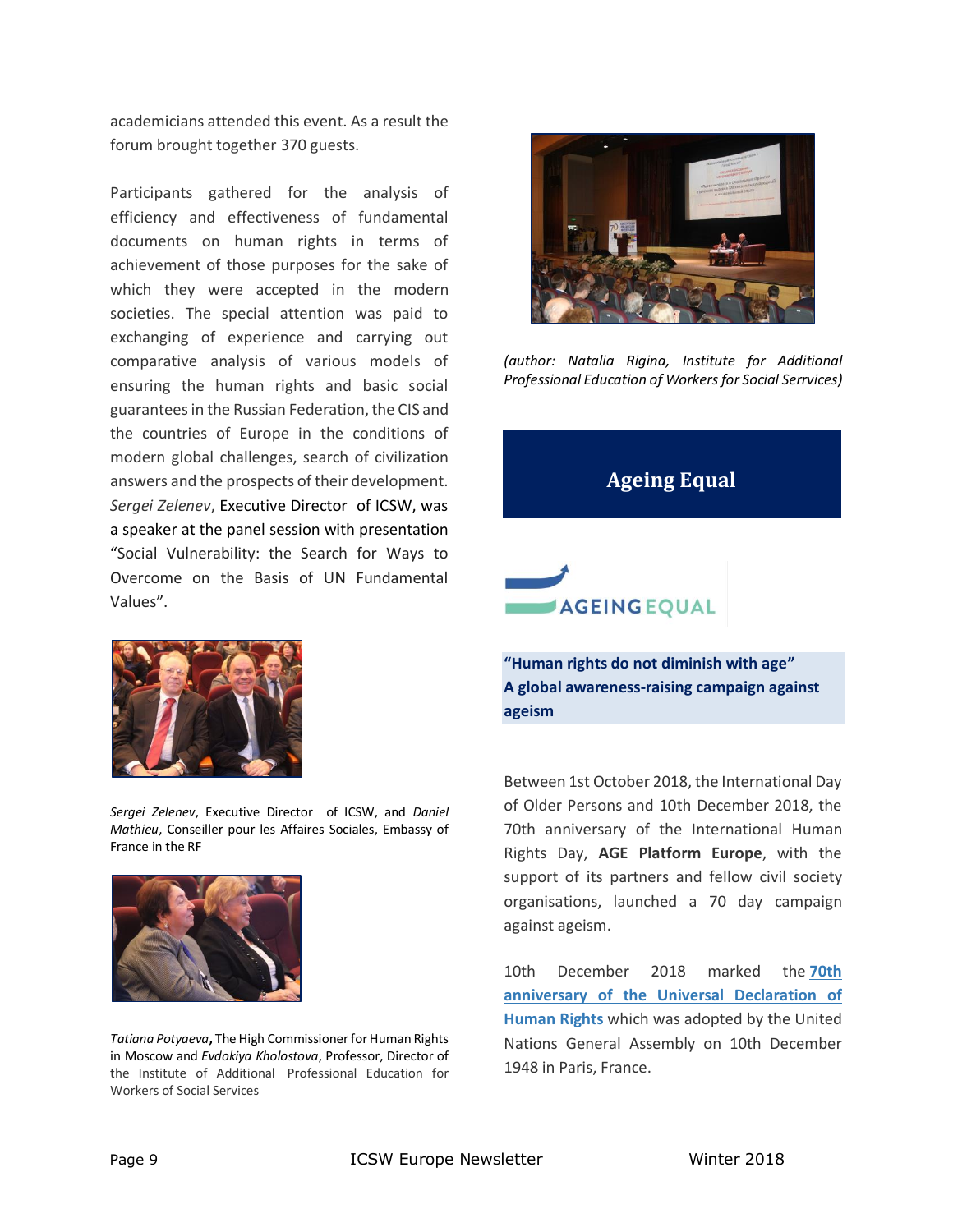academicians attended this event. As a result the forum brought together 370 guests.

Participants gathered for the analysis of efficiency and effectiveness of fundamental documents on human rights in terms of achievement of those purposes for the sake of which they were accepted in the modern societies. The special attention was paid to exchanging of experience and carrying out comparative analysis of various models of ensuring the human rights and basic social guarantees in the Russian Federation, the CIS and the countries of Europe in the conditions of modern global challenges, search of civilization answers and the prospects of their development. *Sergei Zelenev*, Executive Director of ICSW, was a speaker at the panel session with presentation "Social Vulnerability: the Search for Ways to Overcome on the Basis of UN Fundamental Values".

*Sergei Zelenev*, Executive Director of ICSW, and *Daniel Mathieu*, Conseiller pour les Affaires Sociales, Embassy of France in the RF

*Tatiana Potyaeva*, The High Commissioner for Human Rights in Moscow and *Evdokiya Kholostova*, Professor, Director of the Institute of Additional Professional Education for Workers of Social Services

*(author: Natalia Rigina, Institute for Additional Professional Education of Workers for Social Serrvices)*

## Ageing Equal

AGEING EQUAL

**"Human rights do not diminish with age"**
**A global awareness-raising campaign against ageism**

Between 1st October 2018, the International Day of Older Persons and 10th December 2018, the 70th anniversary of the International Human Rights Day, **AGE Platform Europe**, with the support of its partners and fellow civil society organisations, launched a 70 day campaign against ageism.

10th December 2018 marked the **70th anniversary of the Universal Declaration of Human Rights** which was adopted by the United Nations General Assembly on 10th December 1948 in Paris, France.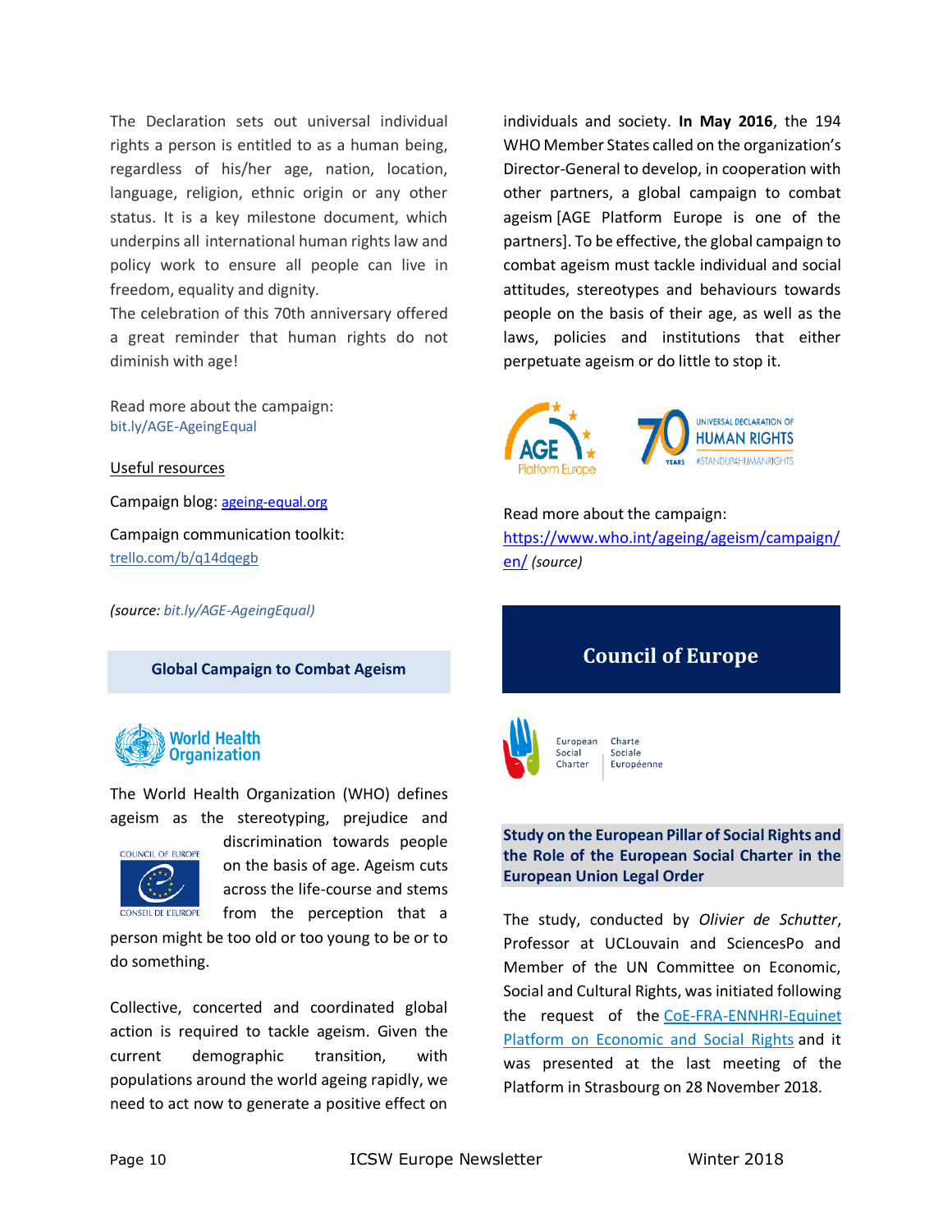The Declaration sets out universal individual rights a person is entitled to as a human being, regardless of his/her age, nation, location, language, religion, ethnic origin or any other status. It is a key milestone document, which underpins all international human rights law and policy work to ensure all people can live in freedom, equality and dignity.

The celebration of this 70th anniversary offered a great reminder that human rights do not diminish with age!

Read more about the campaign: bit.ly/AGE-AgeingEqual

Useful resources

Campaign blog: ageing-equal.org

Campaign communication toolkit: trello.com/b/q14dqegb

*(source: bit.ly/AGE-AgeingEqual)*

## Global Campaign to Combat Ageism

The World Health Organization (WHO) defines ageism as the stereotyping, prejudice and discrimination towards people on the basis of age. Ageism cuts across the life-course and stems from the perception that a person might be too old or too young to be or to do something.

Collective, concerted and coordinated global action is required to tackle ageism. Given the current demographic transition, with populations around the world ageing rapidly, we need to act now to generate a positive effect on individuals and society. **In May 2016**, the 194 WHO Member States called on the organization's Director-General to develop, in cooperation with other partners, a global campaign to combat ageism [AGE Platform Europe is one of the partners]. To be effective, the global campaign to combat ageism must tackle individual and social attitudes, stereotypes and behaviours towards people on the basis of their age, as well as the laws, policies and institutions that either perpetuate ageism or do little to stop it.

Read more about the campaign: https://www.who.int/ageing/ageism/campaign/en/ *(source)*

# Council of Europe

## Study on the European Pillar of Social Rights and the Role of the European Social Charter in the European Union Legal Order

The study, conducted by *Olivier de Schutter*, Professor at UCLouvain and SciencesPo and Member of the UN Committee on Economic, Social and Cultural Rights, was initiated following the request of the CoE-FRA-ENNHRI-Equinet Platform on Economic and Social Rights and it was presented at the last meeting of the Platform in Strasbourg on 28 November 2018.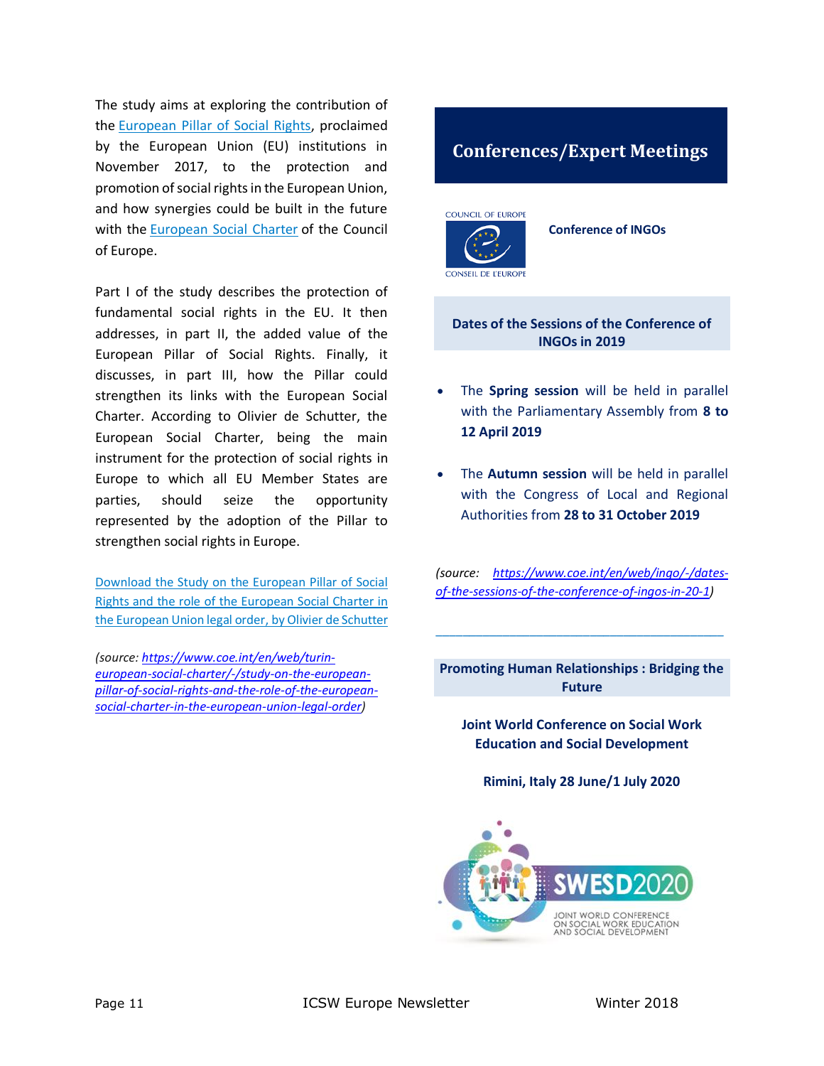The study aims at exploring the contribution of the European Pillar of Social Rights, proclaimed by the European Union (EU) institutions in November 2017, to the protection and promotion of social rights in the European Union, and how synergies could be built in the future with the European Social Charter of the Council of Europe.

Part I of the study describes the protection of fundamental social rights in the EU. It then addresses, in part II, the added value of the European Pillar of Social Rights. Finally, it discusses, in part III, how the Pillar could strengthen its links with the European Social Charter. According to Olivier de Schutter, the European Social Charter, being the main instrument for the protection of social rights in Europe to which all EU Member States are parties, should seize the opportunity represented by the adoption of the Pillar to strengthen social rights in Europe.

Download the Study on the European Pillar of Social Rights and the role of the European Social Charter in the European Union legal order, by Olivier de Schutter

*(source: https://www.coe.int/en/web/turin-european-social-charter/-/study-on-the-european-pillar-of-social-rights-and-the-role-of-the-european-social-charter-in-the-european-union-legal-order)*

## Conferences/Expert Meetings

COUNCIL OF EUROPE / CONSEIL DE L'EUROPE

**Conference of INGOs**

### Dates of the Sessions of the Conference of INGOs in 2019

- The **Spring session** will be held in parallel with the Parliamentary Assembly from **8 to 12 April 2019**
- The **Autumn session** will be held in parallel with the Congress of Local and Regional Authorities from **28 to 31 October 2019**

*(source: https://www.coe.int/en/web/ingo/-/dates-of-the-sessions-of-the-conference-of-ingos-in-20-1)*

---

### Promoting Human Relationships : Bridging the Future

**Joint World Conference on Social Work Education and Social Development**

**Rimini, Italy 28 June/1 July 2020**

SWESD2020 — JOINT WORLD CONFERENCE ON SOCIAL WORK EDUCATION AND SOCIAL DEVELOPMENT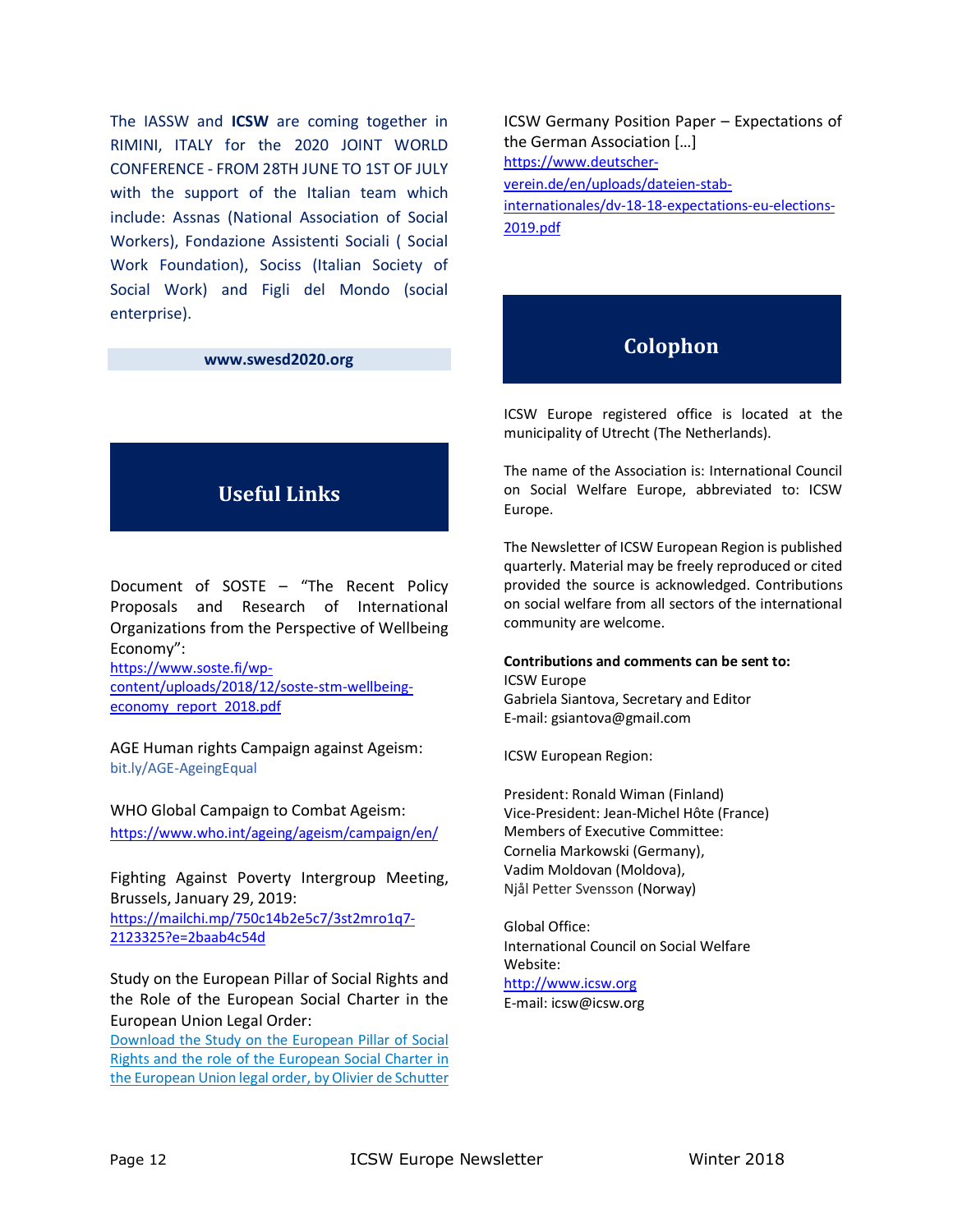The IASSW and **ICSW** are coming together in RIMINI, ITALY for the 2020 JOINT WORLD CONFERENCE - FROM 28TH JUNE TO 1ST OF JULY with the support of the Italian team which include: Assnas (National Association of Social Workers), Fondazione Assistenti Sociali ( Social Work Foundation), Sociss (Italian Society of Social Work) and Figli del Mondo (social enterprise).

**www.swesd2020.org**

## Useful Links

Document of SOSTE – "The Recent Policy Proposals and Research of International Organizations from the Perspective of Wellbeing Economy":
https://www.soste.fi/wp-content/uploads/2018/12/soste-stm-wellbeing-economy_report_2018.pdf

AGE Human rights Campaign against Ageism:
bit.ly/AGE-AgeingEqual

WHO Global Campaign to Combat Ageism:
https://www.who.int/ageing/ageism/campaign/en/

Fighting Against Poverty Intergroup Meeting, Brussels, January 29, 2019:
https://mailchi.mp/750c14b2e5c7/3st2mro1q7-2123325?e=2baab4c54d

Study on the European Pillar of Social Rights and the Role of the European Social Charter in the European Union Legal Order:
Download the Study on the European Pillar of Social Rights and the role of the European Social Charter in the European Union legal order, by Olivier de Schutter

ICSW Germany Position Paper – Expectations of the German Association […]
https://www.deutscher-verein.de/en/uploads/dateien-stab-internationales/dv-18-18-expectations-eu-elections-2019.pdf

## Colophon

ICSW Europe registered office is located at the municipality of Utrecht (The Netherlands).

The name of the Association is: International Council on Social Welfare Europe, abbreviated to: ICSW Europe.

The Newsletter of ICSW European Region is published quarterly. Material may be freely reproduced or cited provided the source is acknowledged. Contributions on social welfare from all sectors of the international community are welcome.

**Contributions and comments can be sent to:**
ICSW Europe
Gabriela Siantova, Secretary and Editor
E-mail: gsiantova@gmail.com

ICSW European Region:

President: Ronald Wiman (Finland)
Vice-President: Jean-Michel Hôte (France)
Members of Executive Committee:
Cornelia Markowski (Germany),
Vadim Moldovan (Moldova),
Njål Petter Svensson (Norway)

Global Office:
International Council on Social Welfare
Website:
http://www.icsw.org
E-mail: icsw@icsw.org